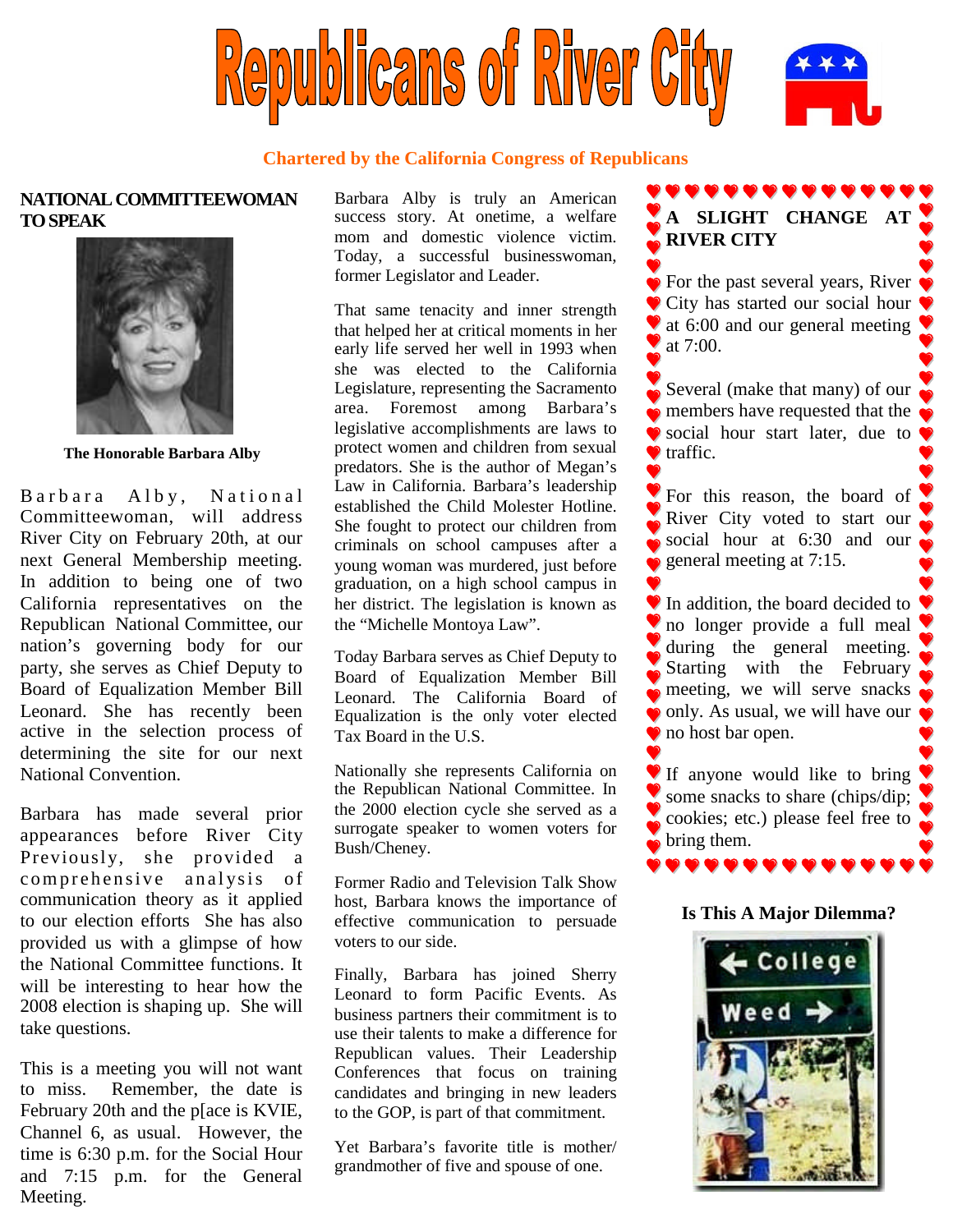# Republicans of River City

**Chartered by the California Congress of Republicans**

## NATIONAL COMMITTEEWOMAN TO SPEAK

**The Honorable Barbara Alby**

Barbara Alby, National Committeewoman, will address River City on February 20th, at our next General Membership meeting. In addition to being one of two California representatives on the Republican National Committee, our nation's governing body for our party, she serves as Chief Deputy to Board of Equalization Member Bill Leonard. She has recently been active in the selection process of determining the site for our next National Convention.

Barbara has made several prior appearances before River City Previously, she provided a comprehensive analysis of communication theory as it applied to our election efforts She has also provided us with a glimpse of how the National Committee functions. It will be interesting to hear how the 2008 election is shaping up. She will take questions.

This is a meeting you will not want to miss. Remember, the date is February 20th and the p[ace is KVIE, Channel 6, as usual. However, the time is 6:30 p.m. for the Social Hour and 7:15 p.m. for the General Meeting.

Barbara Alby is truly an American success story. At onetime, a welfare mom and domestic violence victim. Today, a successful businesswoman, former Legislator and Leader.

That same tenacity and inner strength that helped her at critical moments in her early life served her well in 1993 when she was elected to the California Legislature, representing the Sacramento area. Foremost among Barbara's legislative accomplishments are laws to protect women and children from sexual predators. She is the author of Megan's Law in California. Barbara's leadership established the Child Molester Hotline. She fought to protect our children from criminals on school campuses after a young woman was murdered, just before graduation, on a high school campus in her district. The legislation is known as the "Michelle Montoya Law".

Today Barbara serves as Chief Deputy to Board of Equalization Member Bill Leonard. The California Board of Equalization is the only voter elected Tax Board in the U.S.

Nationally she represents California on the Republican National Committee. In the 2000 election cycle she served as a surrogate speaker to women voters for Bush/Cheney.

Former Radio and Television Talk Show host, Barbara knows the importance of effective communication to persuade voters to our side.

Finally, Barbara has joined Sherry Leonard to form Pacific Events. As business partners their commitment is to use their talents to make a difference for Republican values. Their Leadership Conferences that focus on training candidates and bringing in new leaders to the GOP, is part of that commitment.

Yet Barbara's favorite title is mother/ grandmother of five and spouse of one.

## A SLIGHT CHANGE AT RIVER CITY

For the past several years, River City has started our social hour at 6:00 and our general meeting at 7:00.

Several (make that many) of our members have requested that the social hour start later, due to traffic.

For this reason, the board of River City voted to start our social hour at 6:30 and our general meeting at 7:15.

In addition, the board decided to no longer provide a full meal during the general meeting. Starting with the February meeting, we will serve snacks only. As usual, we will have our no host bar open.

If anyone would like to bring some snacks to share (chips/dip; cookies; etc.) please feel free to bring them.

**Is This A Major Dilemma?**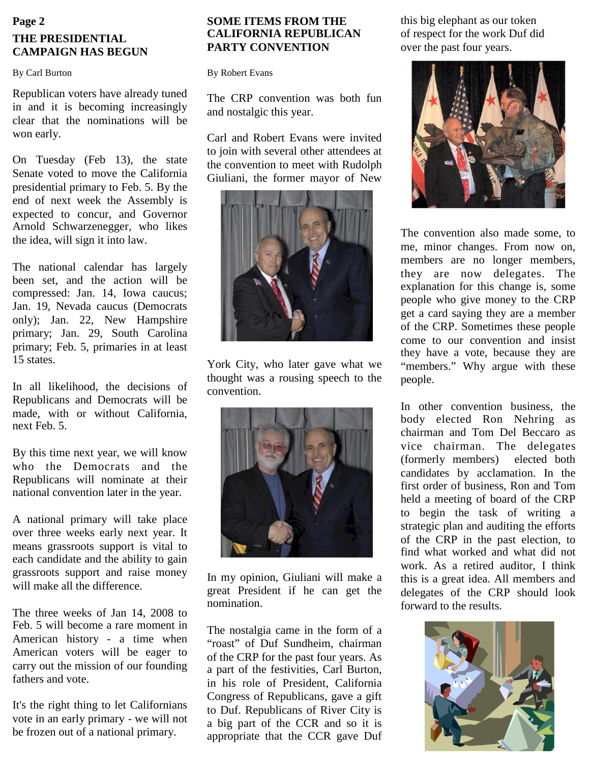## THE PRESIDENTIAL CAMPAIGN HAS BEGUN

By Carl Burton

Republican voters have already tuned in and it is becoming increasingly clear that the nominations will be won early.

On Tuesday (Feb 13), the state Senate voted to move the California presidential primary to Feb. 5. By the end of next week the Assembly is expected to concur, and Governor Arnold Schwarzenegger, who likes the idea, will sign it into law.

The national calendar has largely been set, and the action will be compressed: Jan. 14, Iowa caucus; Jan. 19, Nevada caucus (Democrats only); Jan. 22, New Hampshire primary; Jan. 29, South Carolina primary; Feb. 5, primaries in at least 15 states.

In all likelihood, the decisions of Republicans and Democrats will be made, with or without California, next Feb. 5.

By this time next year, we will know who the Democrats and the Republicans will nominate at their national convention later in the year.

A national primary will take place over three weeks early next year. It means grassroots support is vital to each candidate and the ability to gain grassroots support and raise money will make all the difference.

The three weeks of Jan 14, 2008 to Feb. 5 will become a rare moment in American history - a time when American voters will be eager to carry out the mission of our founding fathers and vote.

It's the right thing to let Californians vote in an early primary - we will not be frozen out of a national primary.

## SOME ITEMS FROM THE CALIFORNIA REPUBLICAN PARTY CONVENTION

By Robert Evans

The CRP convention was both fun and nostalgic this year.

Carl and Robert Evans were invited to join with several other attendees at the convention to meet with Rudolph Giuliani, the former mayor of New York City, who later gave what we thought was a rousing speech to the convention.

In my opinion, Giuliani will make a great President if he can get the nomination.

The nostalgia came in the form of a "roast" of Duf Sundheim, chairman of the CRP for the past four years. As a part of the festivities, Carl Burton, in his role of President, California Congress of Republicans, gave a gift to Duf. Republicans of River City is a big part of the CCR and so it is appropriate that the CCR gave Duf this big elephant as our token of respect for the work Duf did over the past four years.

The convention also made some, to me, minor changes. From now on, members are no longer members, they are now delegates. The explanation for this change is, some people who give money to the CRP get a card saying they are a member of the CRP. Sometimes these people come to our convention and insist they have a vote, because they are "members." Why argue with these people.

In other convention business, the body elected Ron Nehring as chairman and Tom Del Beccaro as vice chairman. The delegates (formerly members) elected both candidates by acclamation. In the first order of business, Ron and Tom held a meeting of board of the CRP to begin the task of writing a strategic plan and auditing the efforts of the CRP in the past election, to find what worked and what did not work. As a retired auditor, I think this is a great idea. All members and delegates of the CRP should look forward to the results.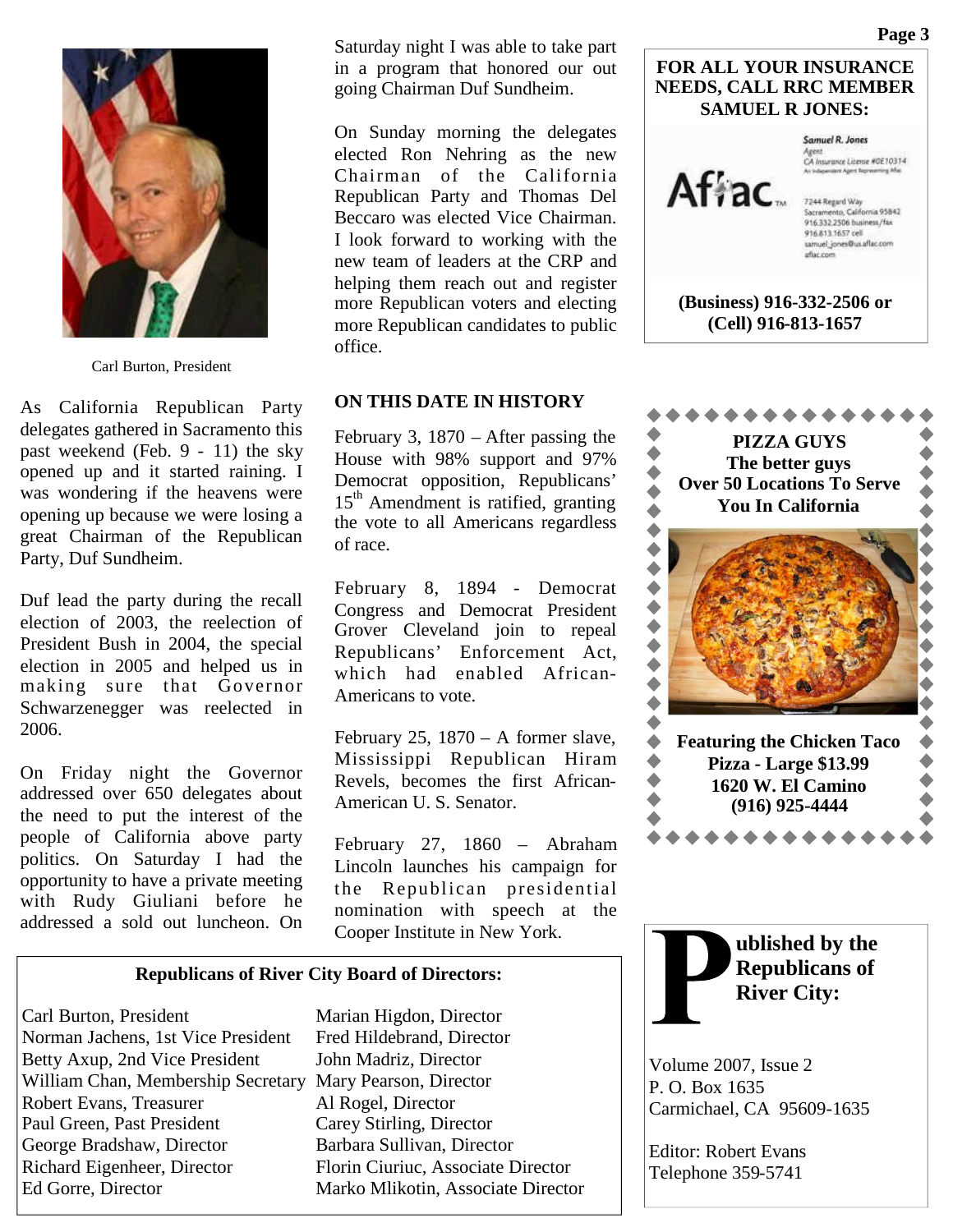Carl Burton, President

As California Republican Party delegates gathered in Sacramento this past weekend (Feb. 9 - 11) the sky opened up and it started raining. I was wondering if the heavens were opening up because we were losing a great Chairman of the Republican Party, Duf Sundheim.

Duf lead the party during the recall election of 2003, the reelection of President Bush in 2004, the special election in 2005 and helped us in making sure that Governor Schwarzenegger was reelected in 2006.

On Friday night the Governor addressed over 650 delegates about the need to put the interest of the people of California above party politics. On Saturday I had the opportunity to have a private meeting with Rudy Giuliani before he addressed a sold out luncheon. On Saturday night I was able to take part in a program that honored our out going Chairman Duf Sundheim.

On Sunday morning the delegates elected Ron Nehring as the new Chairman of the California Republican Party and Thomas Del Beccaro was elected Vice Chairman. I look forward to working with the new team of leaders at the CRP and helping them reach out and register more Republican voters and electing more Republican candidates to public office.

## ON THIS DATE IN HISTORY

February 3, 1870 – After passing the House with 98% support and 97% Democrat opposition, Republicans' 15th Amendment is ratified, granting the vote to all Americans regardless of race.

February 8, 1894 - Democrat Congress and Democrat President Grover Cleveland join to repeal Republicans' Enforcement Act, which had enabled African-Americans to vote.

February 25, 1870 – A former slave, Mississippi Republican Hiram Revels, becomes the first African-American U. S. Senator.

February 27, 1860 – Abraham Lincoln launches his campaign for the Republican presidential nomination with speech at the Cooper Institute in New York.

**FOR ALL YOUR INSURANCE NEEDS, CALL RRC MEMBER SAMUEL R JONES:**

Aflac

Samuel R. Jones
Agent
CA Insurance License #0E10314
An Independent Agent Representing Aflac

7244 Regard Way
Sacramento, California 95842
916.332.2506 business/fax
916.813.1657 cell
samuel_jones@us.aflac.com
aflac.com

**(Business) 916-332-2506 or (Cell) 916-813-1657**

**PIZZA GUYS**
**The better guys**
**Over 50 Locations To Serve You In California**

**Featuring the Chicken Taco Pizza - Large $13.99**
**1620 W. El Camino**
**(916) 925-4444**

### Republicans of River City Board of Directors:

Carl Burton, President
Norman Jachens, 1st Vice President
Betty Axup, 2nd Vice President
William Chan, Membership Secretary
Robert Evans, Treasurer
Paul Green, Past President
George Bradshaw, Director
Richard Eigenheer, Director
Ed Gorre, Director
Marian Higdon, Director
Fred Hildebrand, Director
John Madriz, Director
Mary Pearson, Director
Al Rogel, Director
Carey Stirling, Director
Barbara Sullivan, Director
Florin Ciuriuc, Associate Director
Marko Mlikotin, Associate Director

**Published by the Republicans of River City:**

Volume 2007, Issue 2
P. O. Box 1635
Carmichael, CA 95609-1635

Editor: Robert Evans
Telephone 359-5741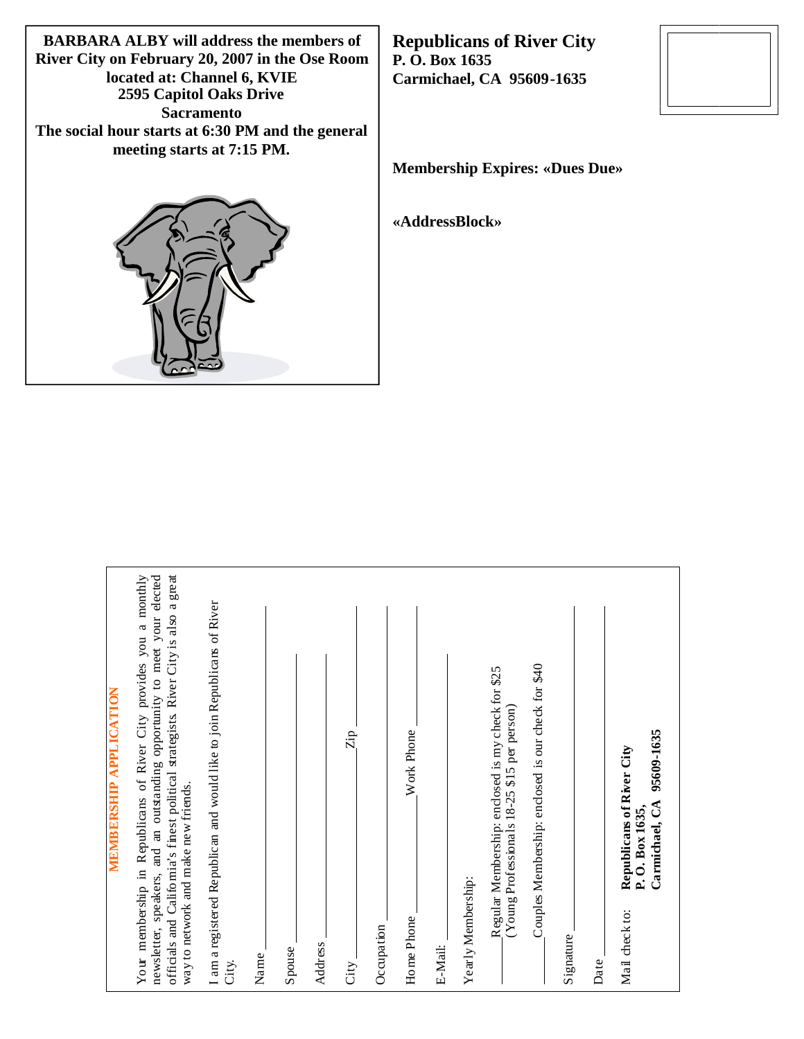**BARBARA ALBY will address the members of River City on February 20, 2007 in the Ose Room located at: Channel 6, KVIE**
**2595 Capitol Oaks Drive**
**Sacramento**
**The social hour starts at 6:30 PM and the general meeting starts at 7:15 PM.**

**Republicans of River City**
**P. O. Box 1635**
**Carmichael, CA 95609-1635**

**Membership Expires: «Dues Due»**

**«AddressBlock»**

## MEMBERSHIP APPLICATION

Your membership in Republicans of River City provides you a monthly newsletter, speakers, and an outstanding opportunity to meet your elected officials and California's finest political strategists. River City is also a great way to network and make new friends.

I am a registered Republican and would like to join Republicans of River City.

Name ______________________

Spouse ______________________

Address ______________________

City ____________ Zip ____________

Occupation ______________________

Home Phone ____________ Work Phone ____________

E-Mail: ______________________

Yearly Membership:

_____ Regular Membership: enclosed is my check for $25 (Young Professionals 18-25 $15 per person)

_____ Couples Membership: enclosed is our check for $40

Signature ______________________

Date ______________________

Mail check to: **Republicans of River City**
**P. O. Box 1635,**
**Carmichael, CA 95609-1635**